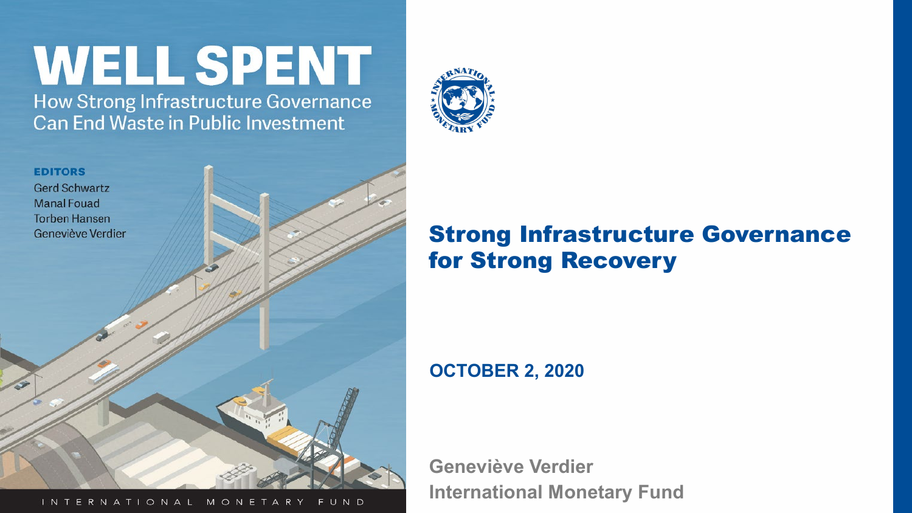# WELL SPENT

How Strong Infrastructure Governance Can End Waste in Public Investment

**EDITORS**

Gerd Schwartz
Manal Fouad
Torben Hansen
Geneviève Verdier

INTERNATIONAL MONETARY FUND

## Strong Infrastructure Governance for Strong Recovery

**OCTOBER 2, 2020**

**Geneviève Verdier**
**International Monetary Fund**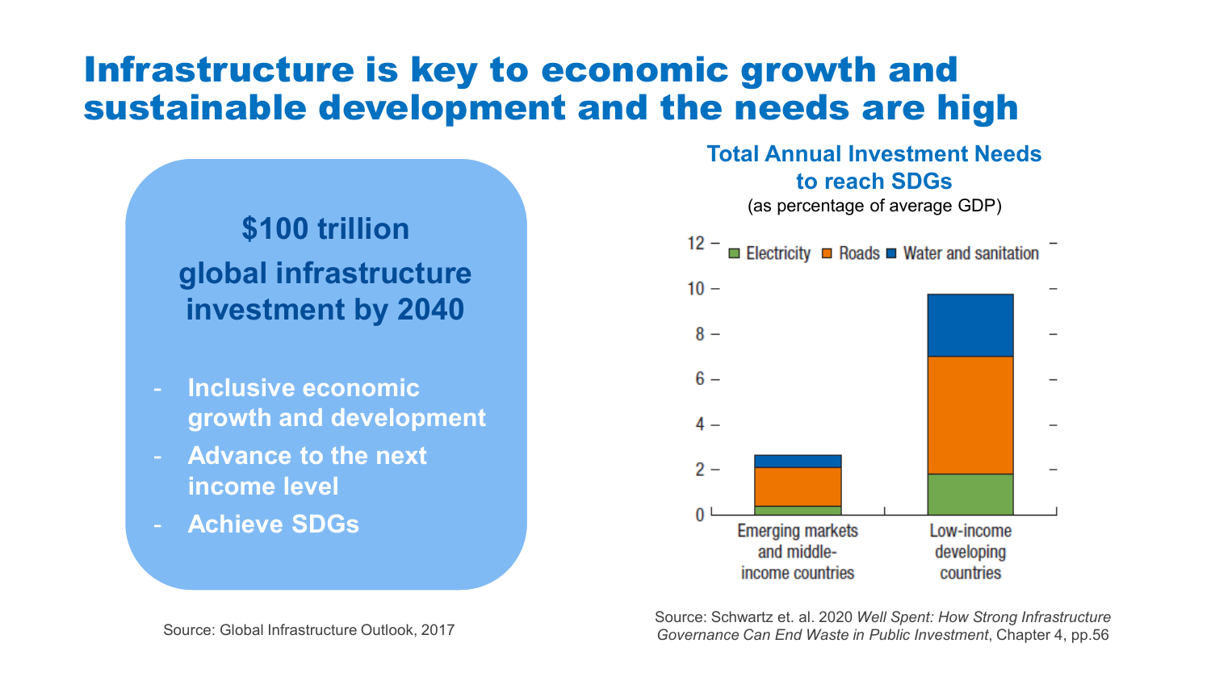# Infrastructure is key to economic growth and sustainable development and the needs are high

**$100 trillion global infrastructure investment by 2040**

- **Inclusive economic growth and development**
- **Advance to the next income level**
- **Achieve SDGs**

Source: Global Infrastructure Outlook, 2017

**Total Annual Investment Needs to reach SDGs**

(as percentage of average GDP)

Electricity, Roads, Water and sanitation

Emerging markets and middle-income countries; Low-income developing countries

Source: Schwartz et. al. 2020 *Well Spent: How Strong Infrastructure Governance Can End Waste in Public Investment*, Chapter 4, pp.56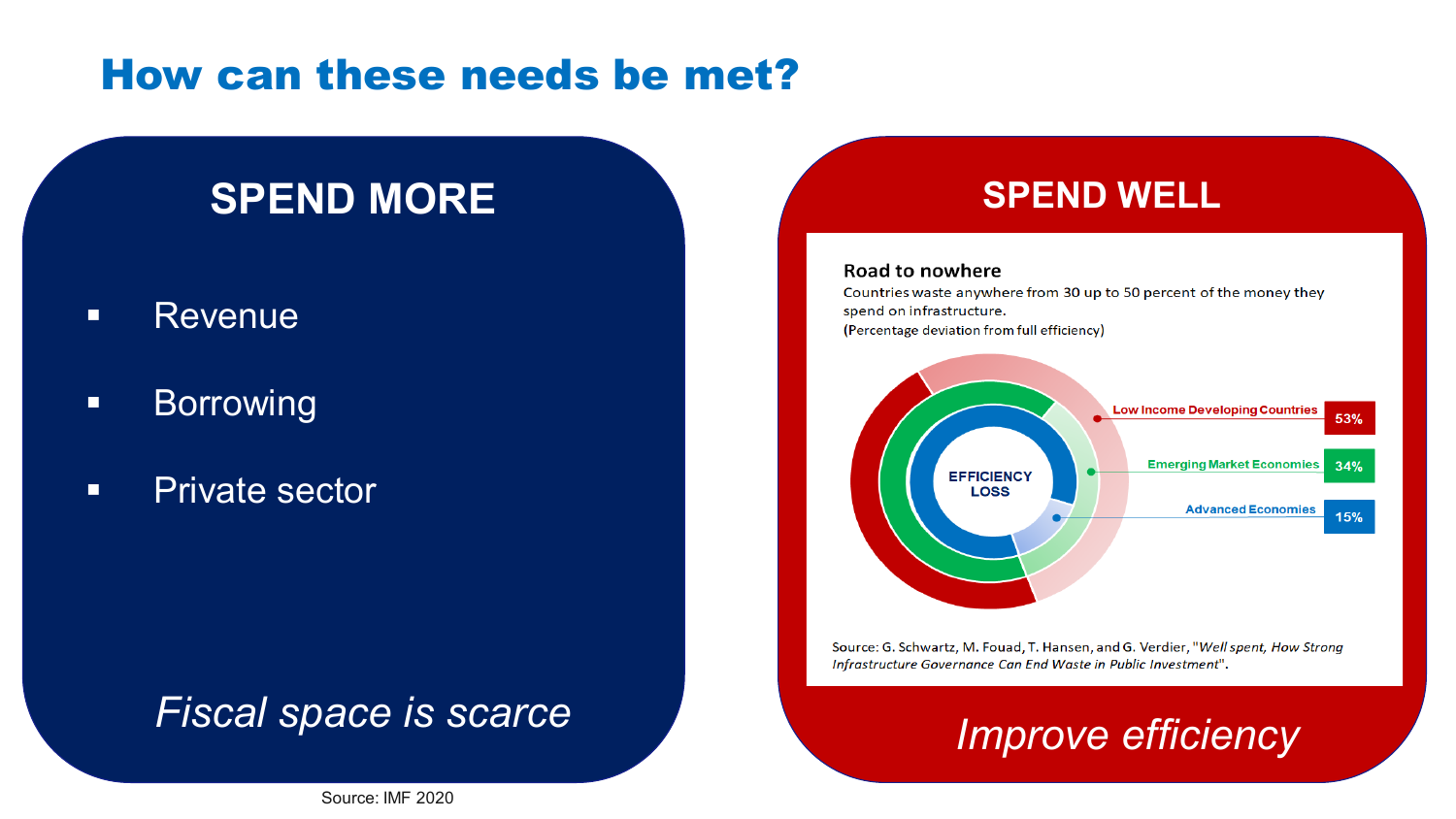# How can these needs be met?

## SPEND MORE

- Revenue
- Borrowing
- Private sector

*Fiscal space is scarce*

Source: IMF 2020

## SPEND WELL

**Road to nowhere**

Countries waste anywhere from 30 up to 50 percent of the money they spend on infrastructure.

(Percentage deviation from full efficiency)

EFFICIENCY LOSS

- Low Income Developing Countries: 53%
- Emerging Market Economies: 34%
- Advanced Economies: 15%

Source: G. Schwartz, M. Fouad, T. Hansen, and G. Verdier, "*Well spent, How Strong Infrastructure Governance Can End Waste in Public Investment*".

*Improve efficiency*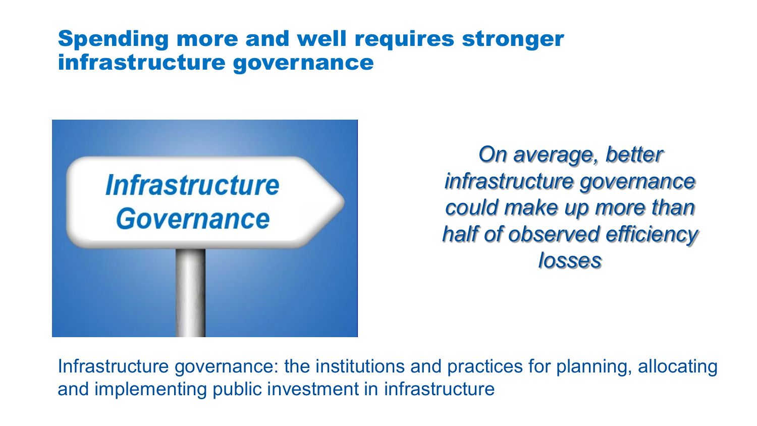# Spending more and well requires stronger infrastructure governance

*On average, better infrastructure governance could make up more than half of observed efficiency losses*

Infrastructure governance: the institutions and practices for planning, allocating and implementing public investment in infrastructure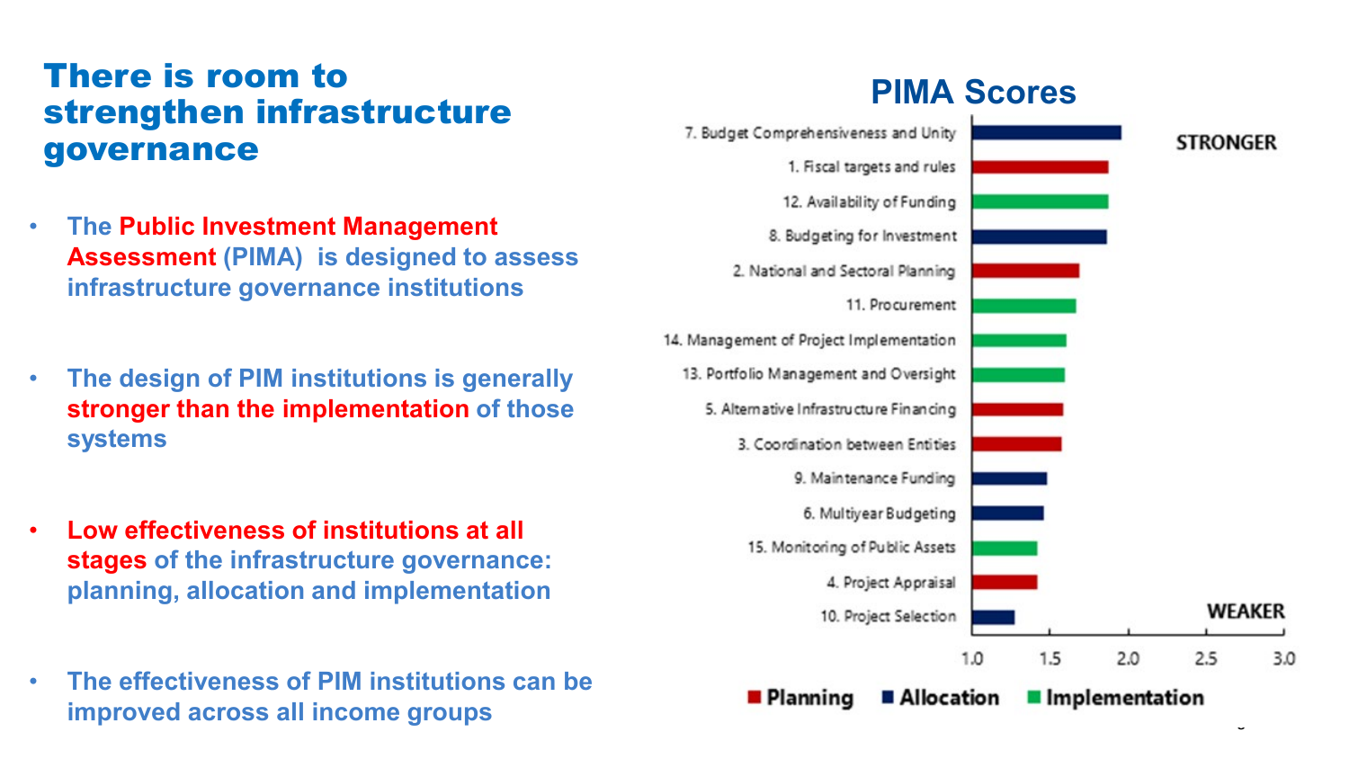# There is room to strengthen infrastructure governance

- The **Public Investment Management Assessment** (PIMA) is designed to assess infrastructure governance institutions
- The design of PIM institutions is generally **stronger than the implementation** of those systems
- **Low effectiveness of institutions at all stages** of the infrastructure governance: planning, allocation and implementation
- The effectiveness of PIM institutions can be improved across all income groups

## PIMA Scores

STRONGER

- 7. Budget Comprehensiveness and Unity
- 1. Fiscal targets and rules
- 12. Availability of Funding
- 8. Budgeting for Investment
- 2. National and Sectoral Planning
- 11. Procurement
- 14. Management of Project Implementation
- 13. Portfolio Management and Oversight
- 5. Alternative Infrastructure Financing
- 3. Coordination between Entities
- 9. Maintenance Funding
- 6. Multiyear Budgeting
- 15. Monitoring of Public Assets
- 4. Project Appraisal
- 10. Project Selection

WEAKER

1.0 1.5 2.0 2.5 3.0

Planning | Allocation | Implementation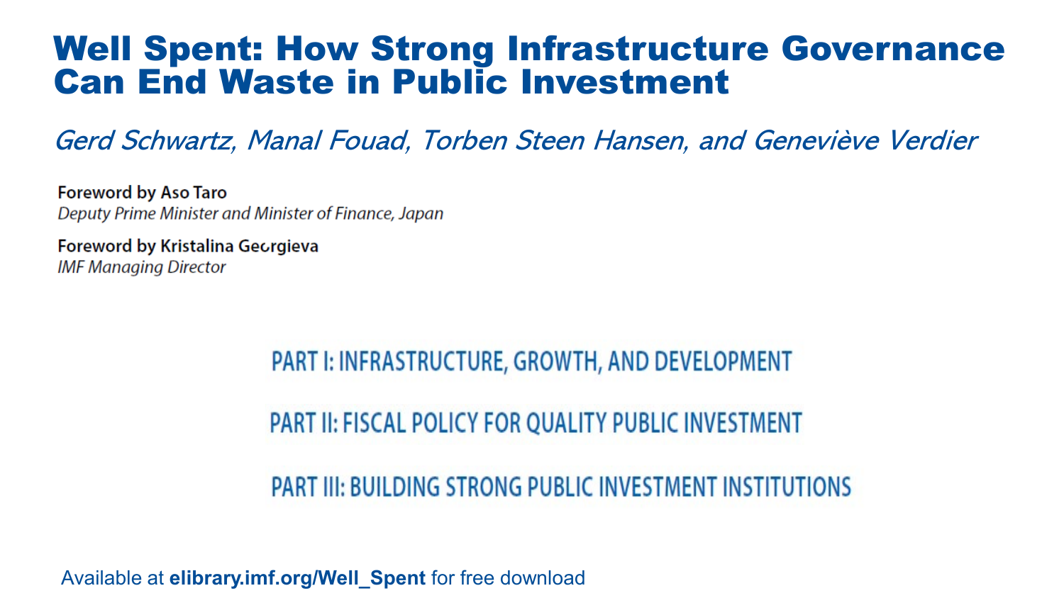# Well Spent: How Strong Infrastructure Governance Can End Waste in Public Investment

*Gerd Schwartz, Manal Fouad, Torben Steen Hansen, and Geneviève Verdier*

**Foreword by Aso Taro**
*Deputy Prime Minister and Minister of Finance, Japan*

**Foreword by Kristalina Georgieva**
*IMF Managing Director*

PART I: INFRASTRUCTURE, GROWTH, AND DEVELOPMENT

PART II: FISCAL POLICY FOR QUALITY PUBLIC INVESTMENT

PART III: BUILDING STRONG PUBLIC INVESTMENT INSTITUTIONS

Available at **elibrary.imf.org/Well_Spent** for free download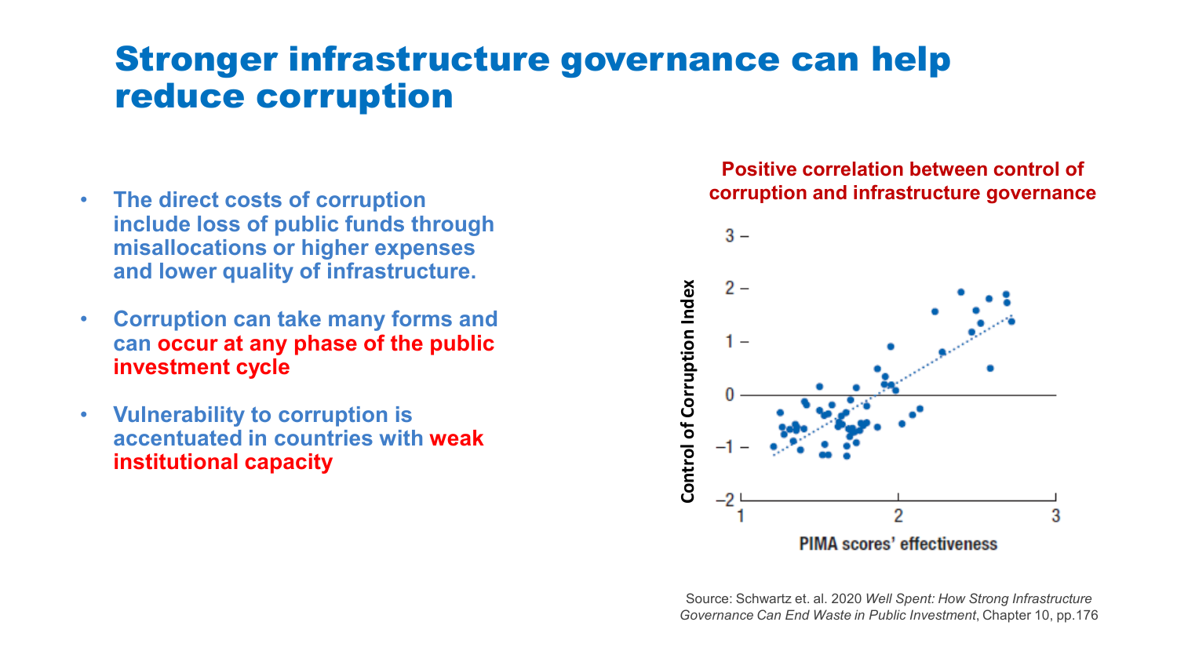# Stronger infrastructure governance can help reduce corruption

- **The direct costs of corruption include loss of public funds through misallocations or higher expenses and lower quality of infrastructure.**
- **Corruption can take many forms and can occur at any phase of the public investment cycle**
- **Vulnerability to corruption is accentuated in countries with weak institutional capacity**

**Positive correlation between control of corruption and infrastructure governance**

Control of Corruption Index

PIMA scores' effectiveness

Source: Schwartz et. al. 2020 *Well Spent: How Strong Infrastructure Governance Can End Waste in Public Investment*, Chapter 10, pp.176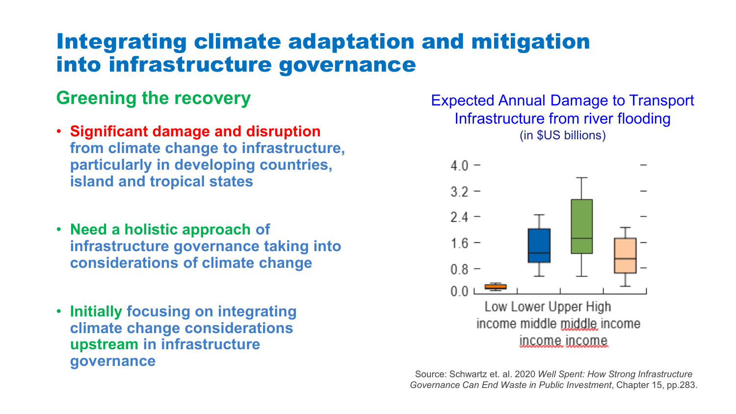# Integrating climate adaptation and mitigation into infrastructure governance

## Greening the recovery

- **Significant damage and disruption from climate change to infrastructure, particularly in developing countries, island and tropical states**
- **Need a holistic approach of infrastructure governance taking into considerations of climate change**
- **Initially focusing on integrating climate change considerations upstream in infrastructure governance**

Expected Annual Damage to Transport Infrastructure from river flooding
(in $US billions)

4.0
3.2
2.4
1.6
0.8
0.0

Low income
Lower middle income
Upper middle income
High income

Source: Schwartz et. al. 2020 *Well Spent: How Strong Infrastructure Governance Can End Waste in Public Investment*, Chapter 15, pp.283.